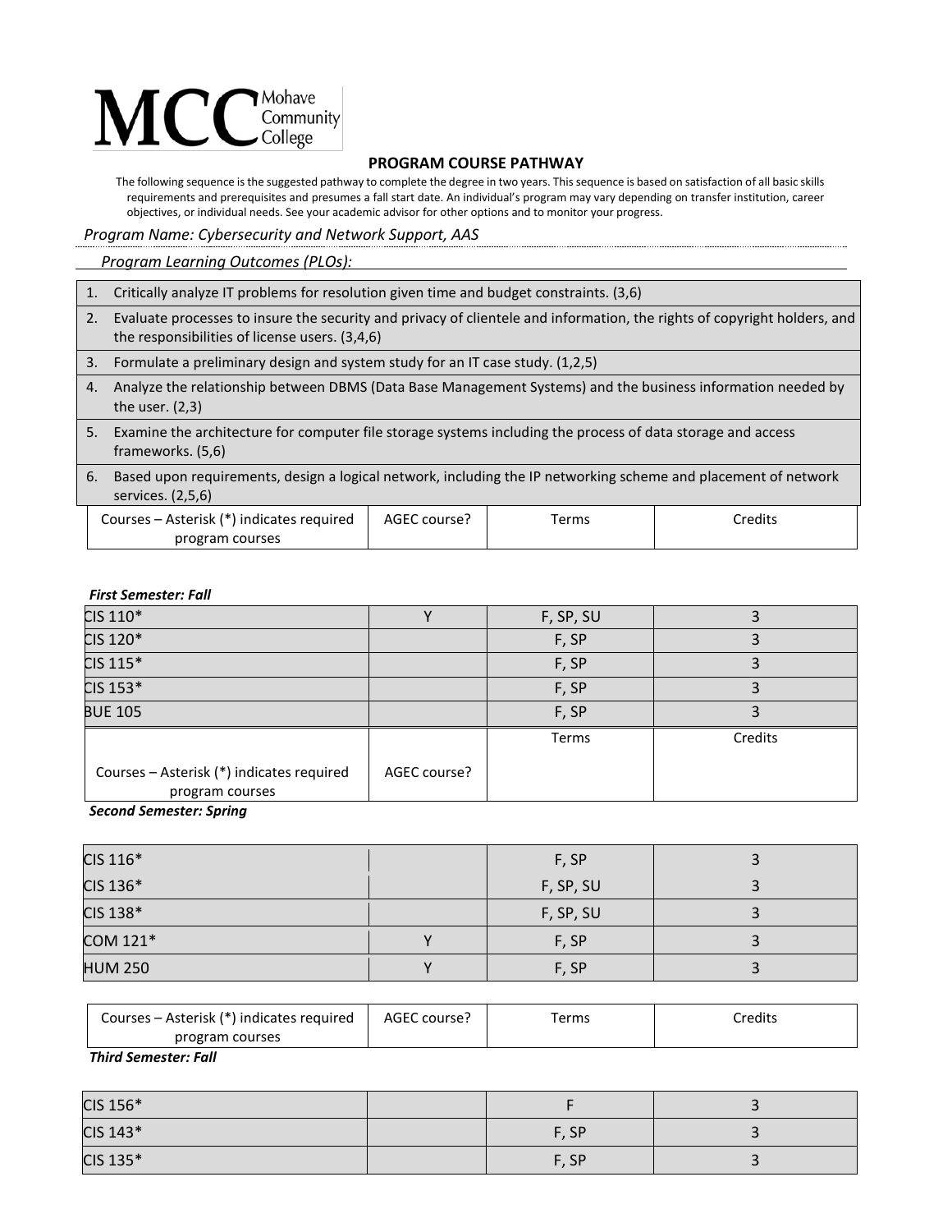MCC Mohave Community College

## PROGRAM COURSE PATHWAY

The following sequence is the suggested pathway to complete the degree in two years. This sequence is based on satisfaction of all basic skills requirements and prerequisites and presumes a fall start date. An individual's program may vary depending on transfer institution, career objectives, or individual needs. See your academic advisor for other options and to monitor your progress.

*Program Name: Cybersecurity and Network Support, AAS*

*Program Learning Outcomes (PLOs):*

1. Critically analyze IT problems for resolution given time and budget constraints. (3,6)
2. Evaluate processes to insure the security and privacy of clientele and information, the rights of copyright holders, and the responsibilities of license users. (3,4,6)
3. Formulate a preliminary design and system study for an IT case study. (1,2,5)
4. Analyze the relationship between DBMS (Data Base Management Systems) and the business information needed by the user. (2,3)
5. Examine the architecture for computer file storage systems including the process of data storage and access frameworks. (5,6)
6. Based upon requirements, design a logical network, including the IP networking scheme and placement of network services. (2,5,6)

***First Semester: Fall***

| Courses – Asterisk (*) indicates required program courses | AGEC course? | Terms | Credits |
|---|---|---|---|
| CIS 110* | Y | F, SP, SU | 3 |
| CIS 120* | | F, SP | 3 |
| CIS 115* | | F, SP | 3 |
| CIS 153* | | F, SP | 3 |
| BUE 105 | | F, SP | 3 |

***Second Semester: Spring***

| Courses – Asterisk (*) indicates required program courses | AGEC course? | Terms | Credits |
|---|---|---|---|
| CIS 116* | | F, SP | 3 |
| CIS 136* | | F, SP, SU | 3 |
| CIS 138* | | F, SP, SU | 3 |
| COM 121* | Y | F, SP | 3 |
| HUM 250 | Y | F, SP | 3 |

***Third Semester: Fall***

| Courses – Asterisk (*) indicates required program courses | AGEC course? | Terms | Credits |
|---|---|---|---|
| CIS 156* | | F | 3 |
| CIS 143* | | F, SP | 3 |
| CIS 135* | | F, SP | 3 |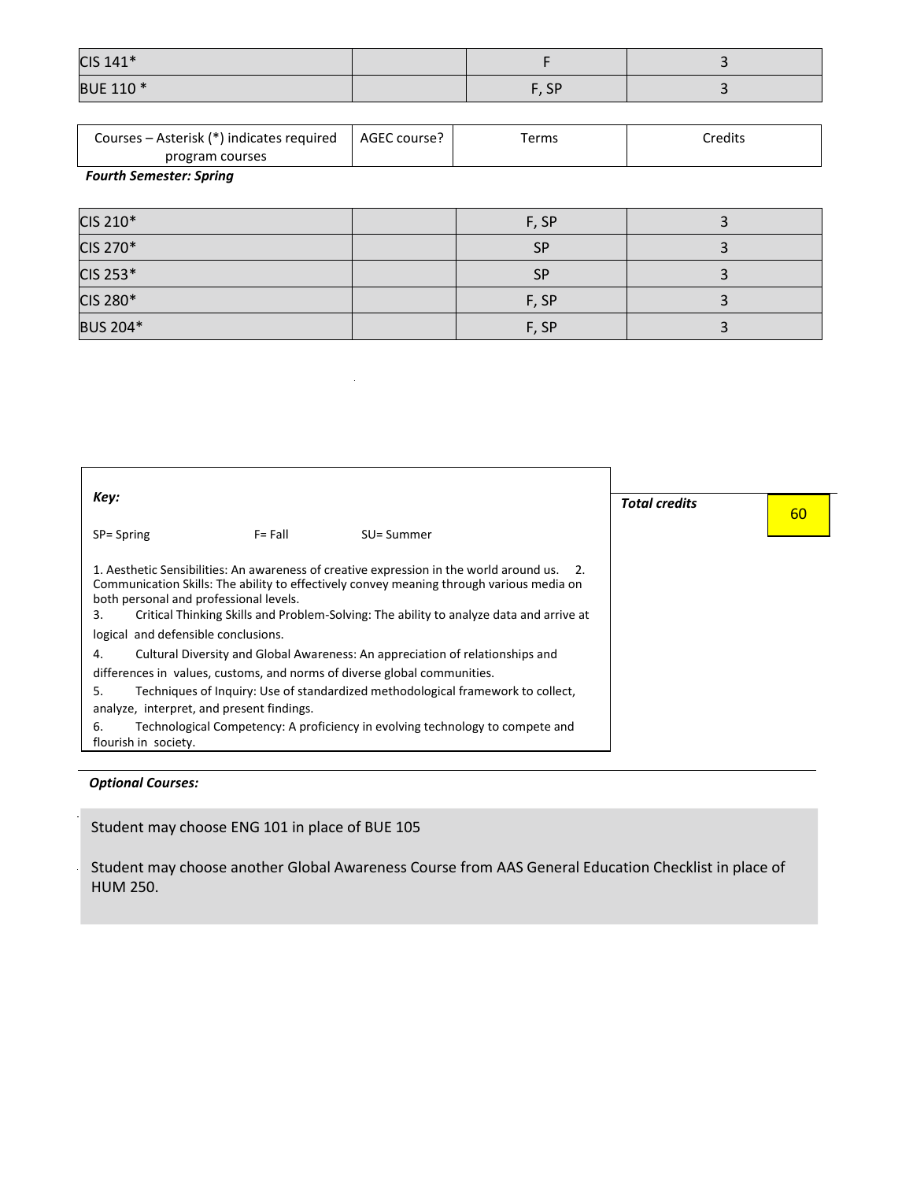| | | | |
|---|---|---|---|
| CIS 141* | | F | 3 |
| BUE 110 * | | F, SP | 3 |

| Courses – Asterisk (*) indicates required program courses | AGEC course? | Terms | Credits |
|---|---|---|---|

***Fourth Semester: Spring***

| | | | |
|---|---|---|---|
| CIS 210* | | F, SP | 3 |
| CIS 270* | | SP | 3 |
| CIS 253* | | SP | 3 |
| CIS 280* | | F, SP | 3 |
| BUS 204* | | F, SP | 3 |

***Key:***

SP= Spring F= Fall SU= Summer

1. Aesthetic Sensibilities: An awareness of creative expression in the world around us.
2. Communication Skills: The ability to effectively convey meaning through various media on both personal and professional levels.
3. Critical Thinking Skills and Problem-Solving: The ability to analyze data and arrive at logical and defensible conclusions.
4. Cultural Diversity and Global Awareness: An appreciation of relationships and differences in values, customs, and norms of diverse global communities.
5. Techniques of Inquiry: Use of standardized methodological framework to collect, analyze, interpret, and present findings.
6. Technological Competency: A proficiency in evolving technology to compete and flourish in society.

***Total credits*** 60

***Optional Courses:***

Student may choose ENG 101 in place of BUE 105

Student may choose another Global Awareness Course from AAS General Education Checklist in place of HUM 250.